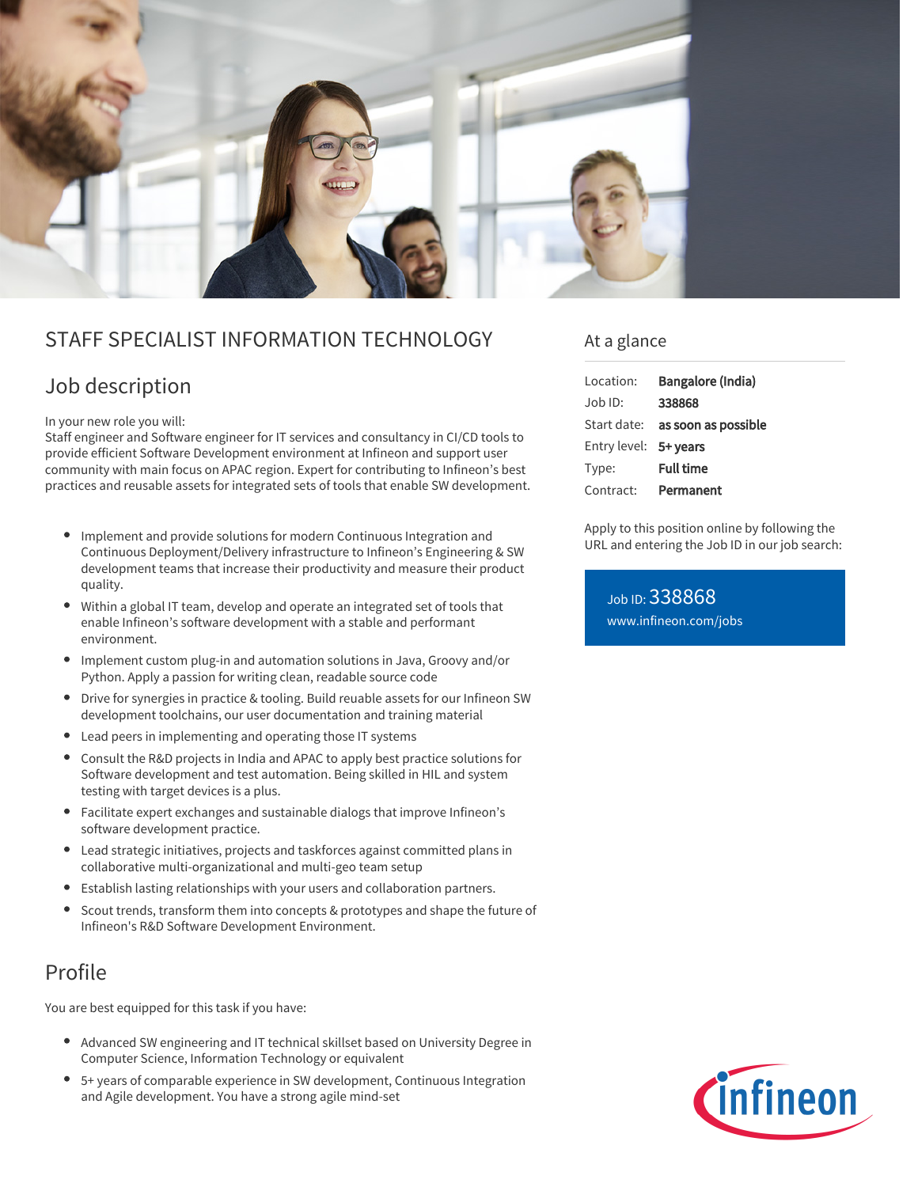# STAFF SPECIALIST INFORMATION TECHNOLOGY

## Job description

In your new role you will:
Staff engineer and Software engineer for IT services and consultancy in CI/CD tools to provide efficient Software Development environment at Infineon and support user community with main focus on APAC region. Expert for contributing to Infineon's best practices and reusable assets for integrated sets of tools that enable SW development.

- Implement and provide solutions for modern Continuous Integration and Continuous Deployment/Delivery infrastructure to Infineon's Engineering & SW development teams that increase their productivity and measure their product quality.
- Within a global IT team, develop and operate an integrated set of tools that enable Infineon's software development with a stable and performant environment.
- Implement custom plug-in and automation solutions in Java, Groovy and/or Python. Apply a passion for writing clean, readable source code
- Drive for synergies in practice & tooling. Build reuable assets for our Infineon SW development toolchains, our user documentation and training material
- Lead peers in implementing and operating those IT systems
- Consult the R&D projects in India and APAC to apply best practice solutions for Software development and test automation. Being skilled in HIL and system testing with target devices is a plus.
- Facilitate expert exchanges and sustainable dialogs that improve Infineon's software development practice.
- Lead strategic initiatives, projects and taskforces against committed plans in collaborative multi-organizational and multi-geo team setup
- Establish lasting relationships with your users and collaboration partners.
- Scout trends, transform them into concepts & prototypes and shape the future of Infineon's R&D Software Development Environment.

## Profile

You are best equipped for this task if you have:

- Advanced SW engineering and IT technical skillset based on University Degree in Computer Science, Information Technology or equivalent
- 5+ years of comparable experience in SW development, Continuous Integration and Agile development. You have a strong agile mind-set

## At a glance

| | |
|---|---|
| Location: | **Bangalore (India)** |
| Job ID: | **338868** |
| Start date: | **as soon as possible** |
| Entry level: | **5+ years** |
| Type: | **Full time** |
| Contract: | **Permanent** |

Apply to this position online by following the URL and entering the Job ID in our job search:

Job ID: 338868
www.infineon.com/jobs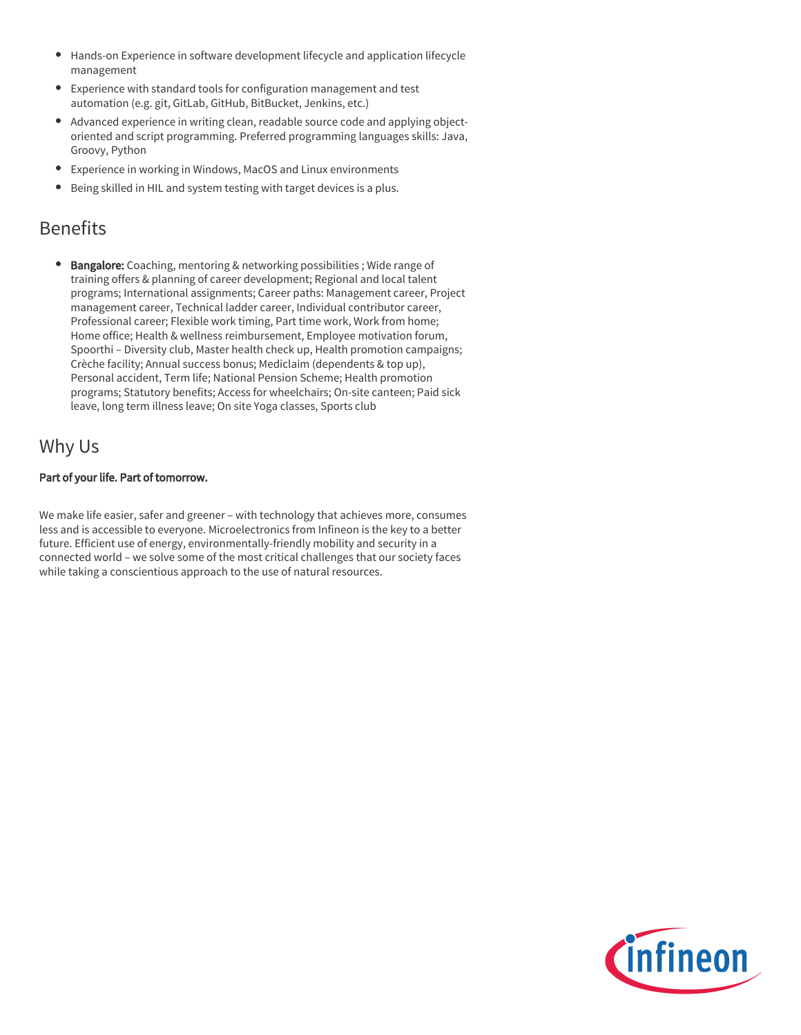- Hands-on Experience in software development lifecycle and application lifecycle management
- Experience with standard tools for configuration management and test automation (e.g. git, GitLab, GitHub, BitBucket, Jenkins, etc.)
- Advanced experience in writing clean, readable source code and applying object-oriented and script programming. Preferred programming languages skills: Java, Groovy, Python
- Experience in working in Windows, MacOS and Linux environments
- Being skilled in HIL and system testing with target devices is a plus.

## Benefits

- **Bangalore:** Coaching, mentoring & networking possibilities ; Wide range of training offers & planning of career development; Regional and local talent programs; International assignments; Career paths: Management career, Project management career, Technical ladder career, Individual contributor career, Professional career; Flexible work timing, Part time work, Work from home; Home office; Health & wellness reimbursement, Employee motivation forum, Spoorthi – Diversity club, Master health check up, Health promotion campaigns; Crèche facility; Annual success bonus; Mediclaim (dependents & top up), Personal accident, Term life; National Pension Scheme; Health promotion programs; Statutory benefits; Access for wheelchairs; On-site canteen; Paid sick leave, long term illness leave; On site Yoga classes, Sports club

## Why Us

**Part of your life. Part of tomorrow.**

We make life easier, safer and greener – with technology that achieves more, consumes less and is accessible to everyone. Microelectronics from Infineon is the key to a better future. Efficient use of energy, environmentally-friendly mobility and security in a connected world – we solve some of the most critical challenges that our society faces while taking a conscientious approach to the use of natural resources.